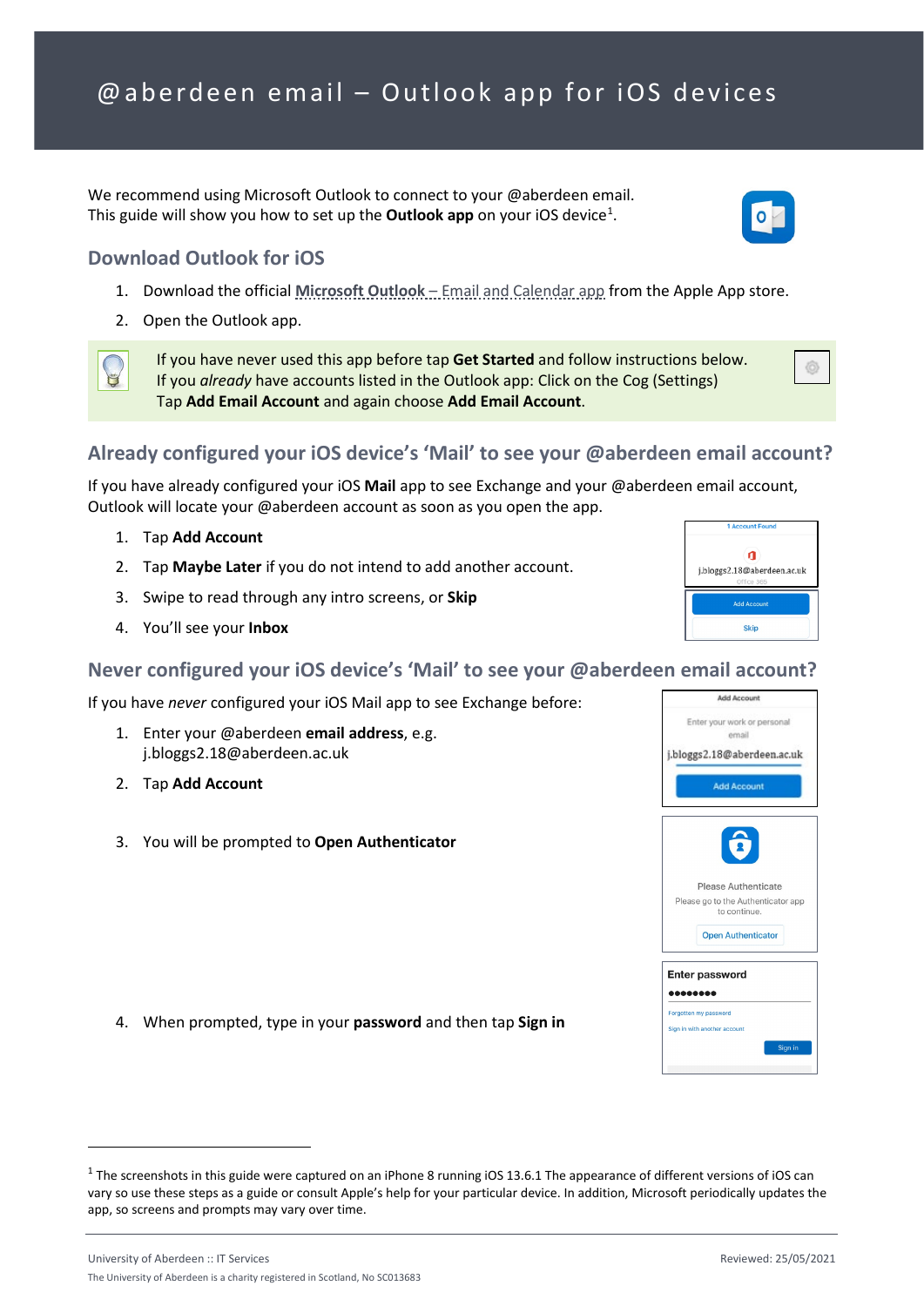# @aberdeen email – Outlook app for iOS devices

We recommend using Microsoft Outlook to connect to your @aberdeen email.
This guide will show you how to set up the **Outlook app** on your iOS device[1].

## Download Outlook for iOS

1. Download the official **Microsoft Outlook** – Email and Calendar app from the Apple App store.
2. Open the Outlook app.

> If you have never used this app before tap **Get Started** and follow instructions below.
> If you *already* have accounts listed in the Outlook app: Click on the Cog (Settings)
> Tap **Add Email Account** and again choose **Add Email Account**.

## Already configured your iOS device's 'Mail' to see your @aberdeen email account?

If you have already configured your iOS **Mail** app to see Exchange and your @aberdeen email account, Outlook will locate your @aberdeen account as soon as you open the app.

1. Tap **Add Account**
2. Tap **Maybe Later** if you do not intend to add another account.
3. Swipe to read through any intro screens, or **Skip**
4. You'll see your **Inbox**

## Never configured your iOS device's 'Mail' to see your @aberdeen email account?

If you have *never* configured your iOS Mail app to see Exchange before:

1. Enter your @aberdeen **email address**, e.g. j.bloggs2.18@aberdeen.ac.uk
2. Tap **Add Account**
3. You will be prompted to **Open Authenticator**
4. When prompted, type in your **password** and then tap **Sign in**

---

[1] The screenshots in this guide were captured on an iPhone 8 running iOS 13.6.1 The appearance of different versions of iOS can vary so use these steps as a guide or consult Apple's help for your particular device. In addition, Microsoft periodically updates the app, so screens and prompts may vary over time.

University of Aberdeen :: IT Services — Reviewed: 25/05/2021

The University of Aberdeen is a charity registered in Scotland, No SC013683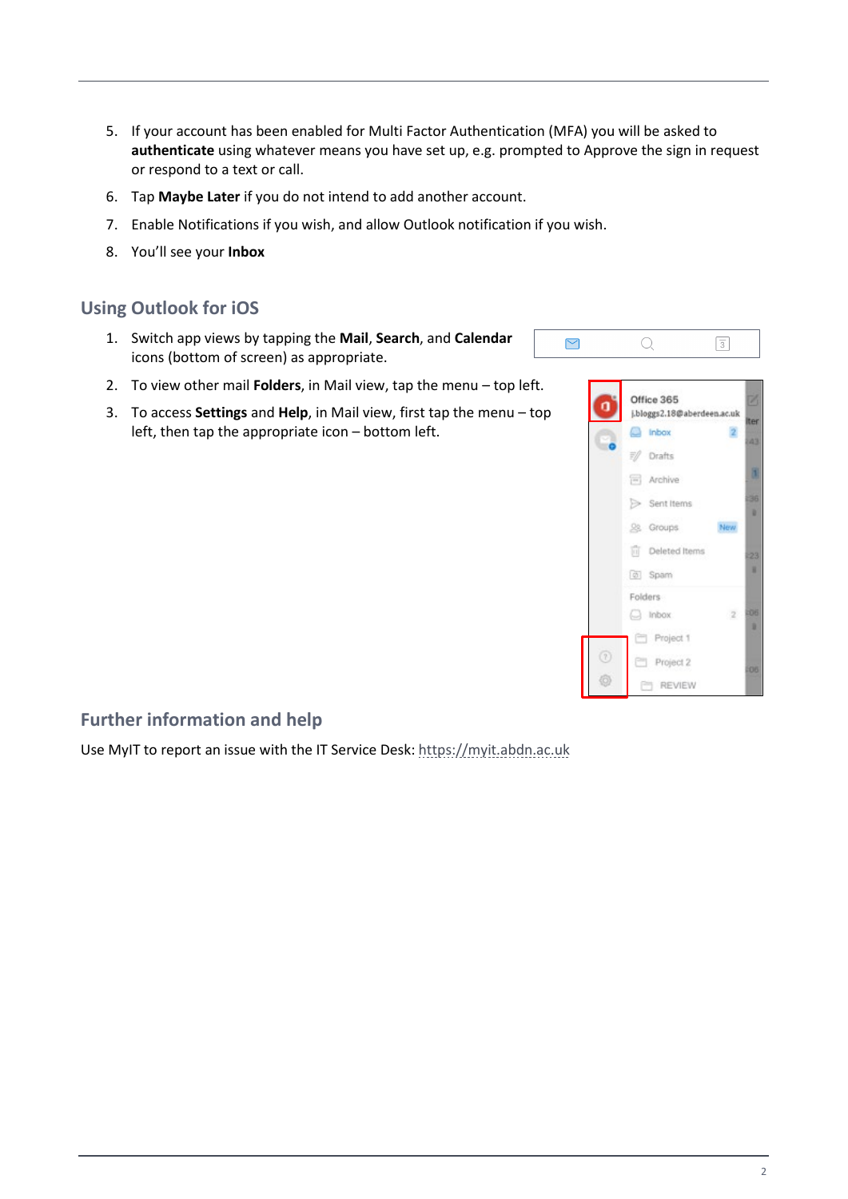5. If your account has been enabled for Multi Factor Authentication (MFA) you will be asked to **authenticate** using whatever means you have set up, e.g. prompted to Approve the sign in request or respond to a text or call.
6. Tap **Maybe Later** if you do not intend to add another account.
7. Enable Notifications if you wish, and allow Outlook notification if you wish.
8. You'll see your **Inbox**

## Using Outlook for iOS

1. Switch app views by tapping the **Mail**, **Search**, and **Calendar** icons (bottom of screen) as appropriate.
2. To view other mail **Folders**, in Mail view, tap the menu – top left.
3. To access **Settings** and **Help**, in Mail view, first tap the menu – top left, then tap the appropriate icon – bottom left.

## Further information and help

Use MyIT to report an issue with the IT Service Desk: https://myit.abdn.ac.uk